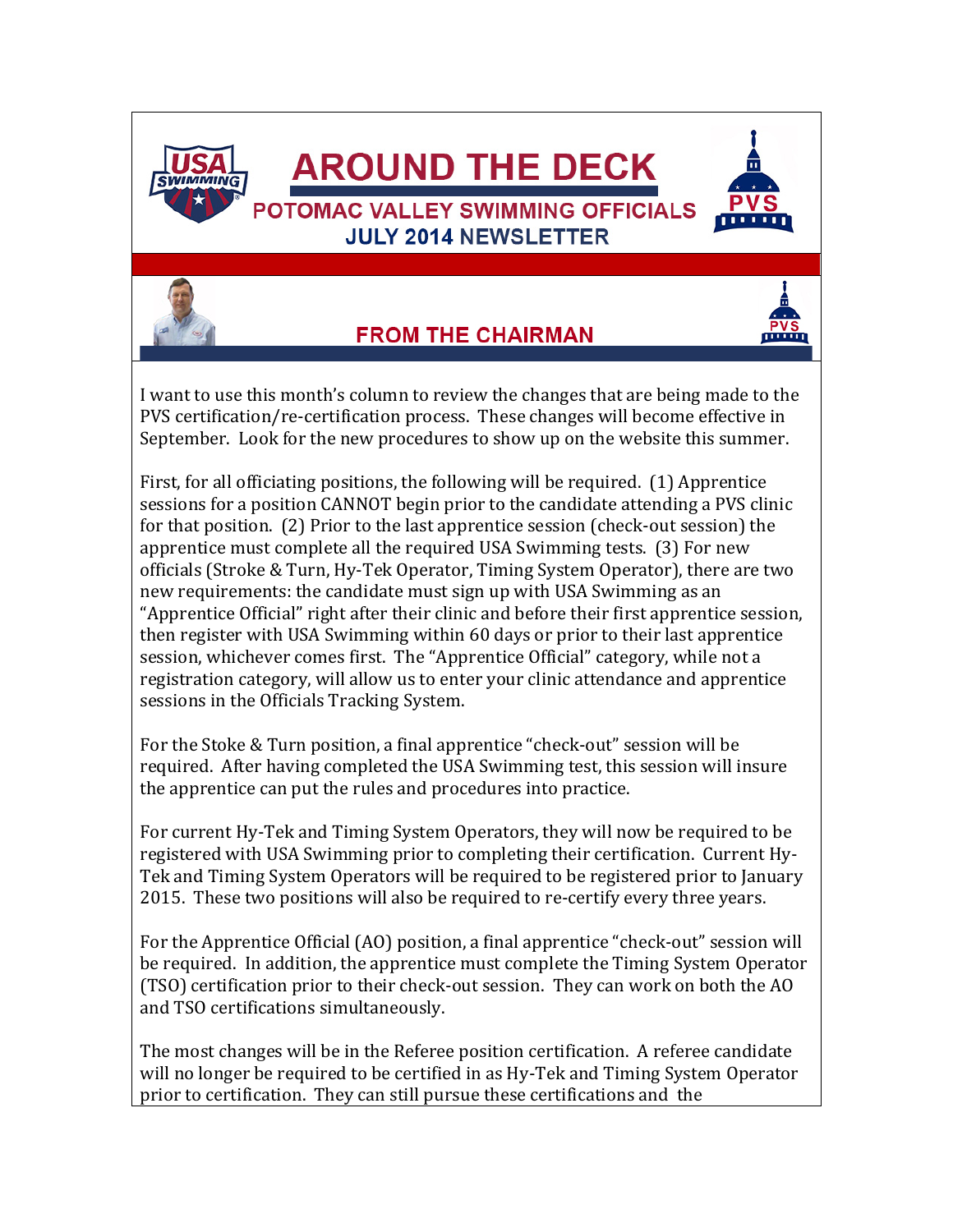# AROUND THE DECK

## POTOMAC VALLEY SWIMMING OFFICIALS

### JULY 2014 NEWSLETTER

## FROM THE CHAIRMAN

I want to use this month's column to review the changes that are being made to the PVS certification/re-certification process. These changes will become effective in September. Look for the new procedures to show up on the website this summer.

First, for all officiating positions, the following will be required. (1) Apprentice sessions for a position CANNOT begin prior to the candidate attending a PVS clinic for that position. (2) Prior to the last apprentice session (check-out session) the apprentice must complete all the required USA Swimming tests. (3) For new officials (Stroke & Turn, Hy-Tek Operator, Timing System Operator), there are two new requirements: the candidate must sign up with USA Swimming as an "Apprentice Official" right after their clinic and before their first apprentice session, then register with USA Swimming within 60 days or prior to their last apprentice session, whichever comes first. The "Apprentice Official" category, while not a registration category, will allow us to enter your clinic attendance and apprentice sessions in the Officials Tracking System.

For the Stoke & Turn position, a final apprentice "check-out" session will be required. After having completed the USA Swimming test, this session will insure the apprentice can put the rules and procedures into practice.

For current Hy-Tek and Timing System Operators, they will now be required to be registered with USA Swimming prior to completing their certification. Current Hy-Tek and Timing System Operators will be required to be registered prior to January 2015. These two positions will also be required to re-certify every three years.

For the Apprentice Official (AO) position, a final apprentice "check-out" session will be required. In addition, the apprentice must complete the Timing System Operator (TSO) certification prior to their check-out session. They can work on both the AO and TSO certifications simultaneously.

The most changes will be in the Referee position certification. A referee candidate will no longer be required to be certified in as Hy-Tek and Timing System Operator prior to certification. They can still pursue these certifications and the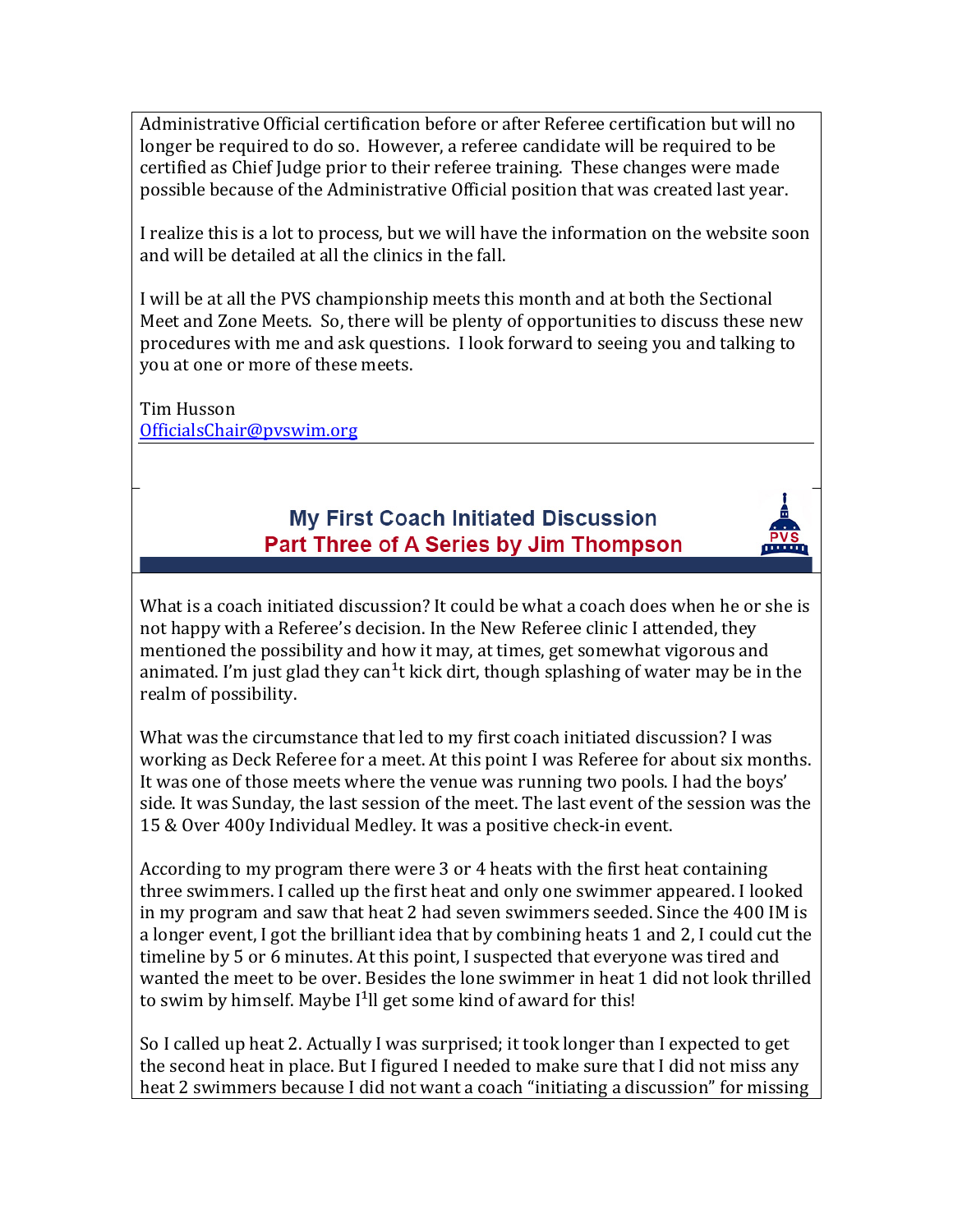Administrative Official certification before or after Referee certification but will no longer be required to do so. However, a referee candidate will be required to be certified as Chief Judge prior to their referee training. These changes were made possible because of the Administrative Official position that was created last year.

I realize this is a lot to process, but we will have the information on the website soon and will be detailed at all the clinics in the fall.

I will be at all the PVS championship meets this month and at both the Sectional Meet and Zone Meets. So, there will be plenty of opportunities to discuss these new procedures with me and ask questions. I look forward to seeing you and talking to you at one or more of these meets.

Tim Husson
OfficialsChair@pvswim.org

## My First Coach Initiated Discussion
### Part Three of A Series by Jim Thompson

What is a coach initiated discussion? It could be what a coach does when he or she is not happy with a Referee's decision. In the New Referee clinic I attended, they mentioned the possibility and how it may, at times, get somewhat vigorous and animated. I'm just glad they can't kick dirt, though splashing of water may be in the realm of possibility.

What was the circumstance that led to my first coach initiated discussion? I was working as Deck Referee for a meet. At this point I was Referee for about six months. It was one of those meets where the venue was running two pools. I had the boys' side. It was Sunday, the last session of the meet. The last event of the session was the 15 & Over 400y Individual Medley. It was a positive check-in event.

According to my program there were 3 or 4 heats with the first heat containing three swimmers. I called up the first heat and only one swimmer appeared. I looked in my program and saw that heat 2 had seven swimmers seeded. Since the 400 IM is a longer event, I got the brilliant idea that by combining heats 1 and 2, I could cut the timeline by 5 or 6 minutes. At this point, I suspected that everyone was tired and wanted the meet to be over. Besides the lone swimmer in heat 1 did not look thrilled to swim by himself. Maybe I'll get some kind of award for this!

So I called up heat 2. Actually I was surprised; it took longer than I expected to get the second heat in place. But I figured I needed to make sure that I did not miss any heat 2 swimmers because I did not want a coach "initiating a discussion" for missing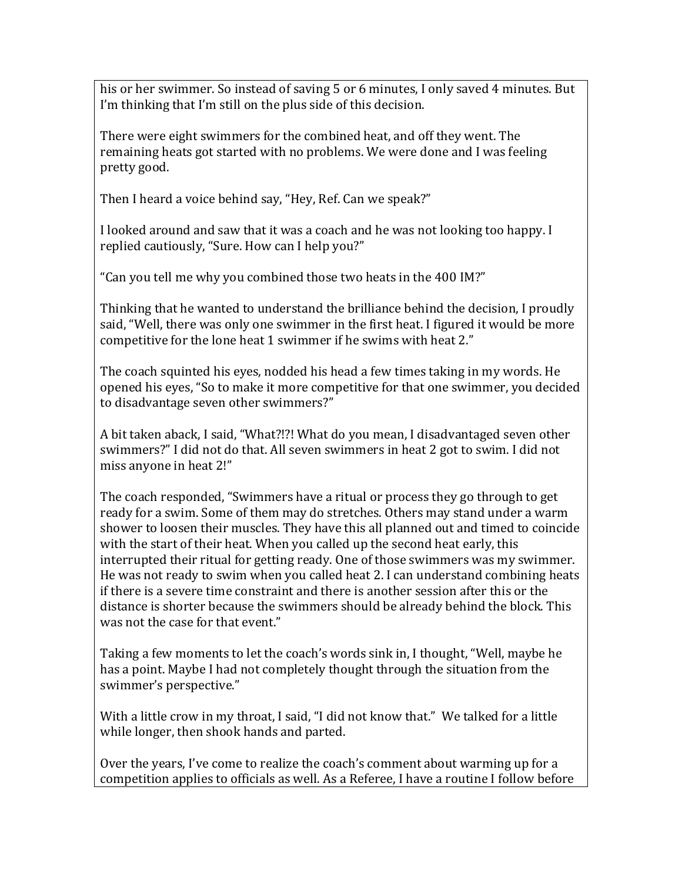his or her swimmer. So instead of saving 5 or 6 minutes, I only saved 4 minutes. But I'm thinking that I'm still on the plus side of this decision.

There were eight swimmers for the combined heat, and off they went. The remaining heats got started with no problems. We were done and I was feeling pretty good.

Then I heard a voice behind say, "Hey, Ref. Can we speak?"

I looked around and saw that it was a coach and he was not looking too happy. I replied cautiously, "Sure. How can I help you?"

"Can you tell me why you combined those two heats in the 400 IM?"

Thinking that he wanted to understand the brilliance behind the decision, I proudly said, "Well, there was only one swimmer in the first heat. I figured it would be more competitive for the lone heat 1 swimmer if he swims with heat 2."

The coach squinted his eyes, nodded his head a few times taking in my words. He opened his eyes, "So to make it more competitive for that one swimmer, you decided to disadvantage seven other swimmers?"

A bit taken aback, I said, "What?!?! What do you mean, I disadvantaged seven other swimmers?" I did not do that. All seven swimmers in heat 2 got to swim. I did not miss anyone in heat 2!"

The coach responded, "Swimmers have a ritual or process they go through to get ready for a swim. Some of them may do stretches. Others may stand under a warm shower to loosen their muscles. They have this all planned out and timed to coincide with the start of their heat. When you called up the second heat early, this interrupted their ritual for getting ready. One of those swimmers was my swimmer. He was not ready to swim when you called heat 2. I can understand combining heats if there is a severe time constraint and there is another session after this or the distance is shorter because the swimmers should be already behind the block. This was not the case for that event."

Taking a few moments to let the coach's words sink in, I thought, "Well, maybe he has a point. Maybe I had not completely thought through the situation from the swimmer's perspective."

With a little crow in my throat, I said, "I did not know that." We talked for a little while longer, then shook hands and parted.

Over the years, I've come to realize the coach's comment about warming up for a competition applies to officials as well. As a Referee, I have a routine I follow before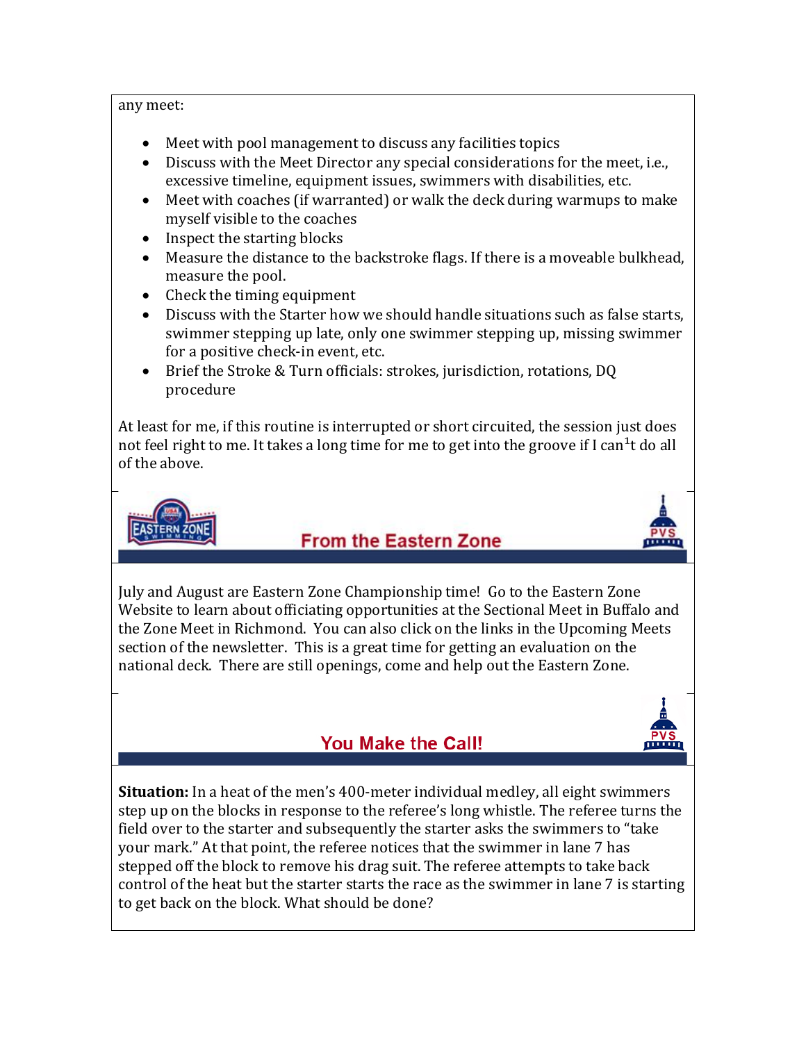any meet:

- Meet with pool management to discuss any facilities topics
- Discuss with the Meet Director any special considerations for the meet, i.e., excessive timeline, equipment issues, swimmers with disabilities, etc.
- Meet with coaches (if warranted) or walk the deck during warmups to make myself visible to the coaches
- Inspect the starting blocks
- Measure the distance to the backstroke flags. If there is a moveable bulkhead, measure the pool.
- Check the timing equipment
- Discuss with the Starter how we should handle situations such as false starts, swimmer stepping up late, only one swimmer stepping up, missing swimmer for a positive check-in event, etc.
- Brief the Stroke & Turn officials: strokes, jurisdiction, rotations, DQ procedure

At least for me, if this routine is interrupted or short circuited, the session just does not feel right to me. It takes a long time for me to get into the groove if I can[1]t do all of the above.

## From the Eastern Zone

July and August are Eastern Zone Championship time! Go to the Eastern Zone Website to learn about officiating opportunities at the Sectional Meet in Buffalo and the Zone Meet in Richmond. You can also click on the links in the Upcoming Meets section of the newsletter. This is a great time for getting an evaluation on the national deck. There are still openings, come and help out the Eastern Zone.

## You Make the Call!

**Situation:** In a heat of the men's 400-meter individual medley, all eight swimmers step up on the blocks in response to the referee's long whistle. The referee turns the field over to the starter and subsequently the starter asks the swimmers to "take your mark." At that point, the referee notices that the swimmer in lane 7 has stepped off the block to remove his drag suit. The referee attempts to take back control of the heat but the starter starts the race as the swimmer in lane 7 is starting to get back on the block. What should be done?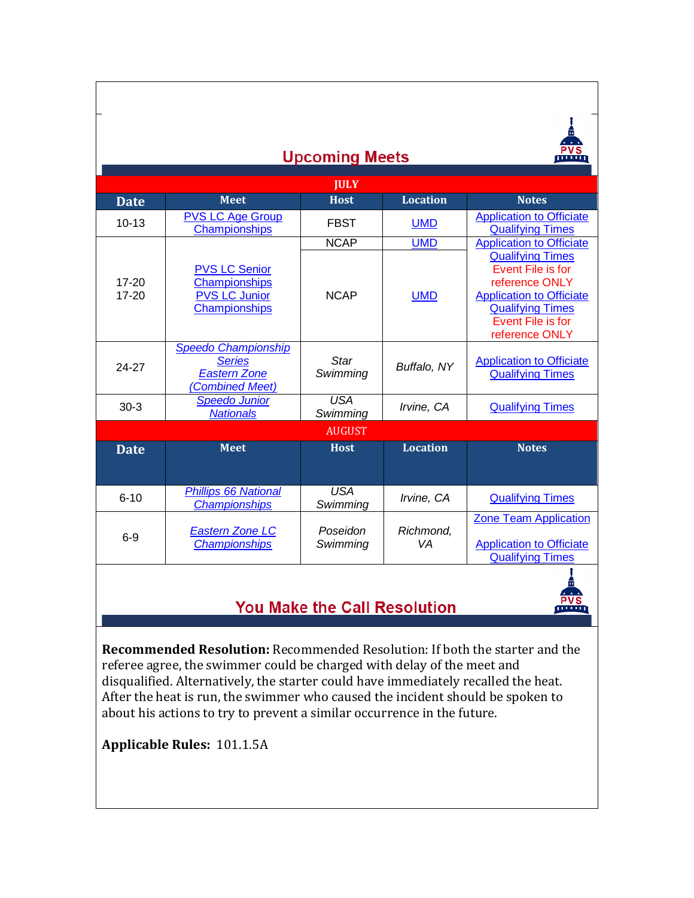## Upcoming Meets

| Date | Meet | Host | Location | Notes |
|---|---|---|---|---|
| **JULY** | | | | |
| 10-13 | PVS LC Age Group Championships | FBST | UMD | Application to Officiate<br>Qualifying Times |
| 17-20<br>17-20 | PVS LC Senior Championships<br>PVS LC Junior Championships | NCAP<br>NCAP | UMD<br>UMD | Application to Officiate<br>Qualifying Times<br>Event File is for reference ONLY<br>Application to Officiate<br>Qualifying Times<br>Event File is for reference ONLY |
| 24-27 | *Speedo Championship Series*<br>*Eastern Zone*<br>*(Combined Meet)* | *Star Swimming* | *Buffalo, NY* | Application to Officiate<br>Qualifying Times |
| 30-3 | *Speedo Junior Nationals* | *USA Swimming* | *Irvine, CA* | Qualifying Times |
| **AUGUST** | | | | |
| **Date** | **Meet** | **Host** | **Location** | **Notes** |
| 6-10 | *Phillips 66 National Championships* | *USA Swimming* | *Irvine, CA* | Qualifying Times |
| 6-9 | *Eastern Zone LC Championships* | *Poseidon Swimming* | *Richmond, VA* | Zone Team Application<br>Application to Officiate<br>Qualifying Times |

## You Make the Call Resolution

**Recommended Resolution:** Recommended Resolution: If both the starter and the referee agree, the swimmer could be charged with delay of the meet and disqualified. Alternatively, the starter could have immediately recalled the heat. After the heat is run, the swimmer who caused the incident should be spoken to about his actions to try to prevent a similar occurrence in the future.

**Applicable Rules:** 101.1.5A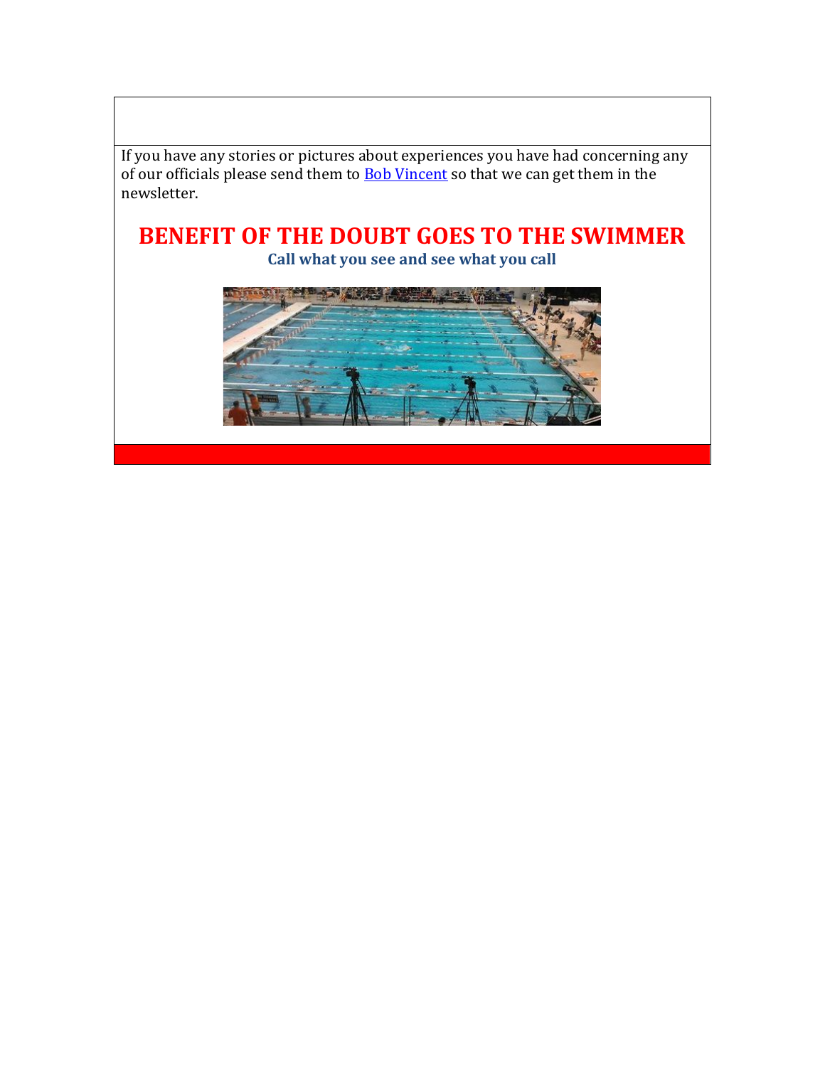If you have any stories or pictures about experiences you have had concerning any of our officials please send them to Bob Vincent so that we can get them in the newsletter.

# BENEFIT OF THE DOUBT GOES TO THE SWIMMER

**Call what you see and see what you call**